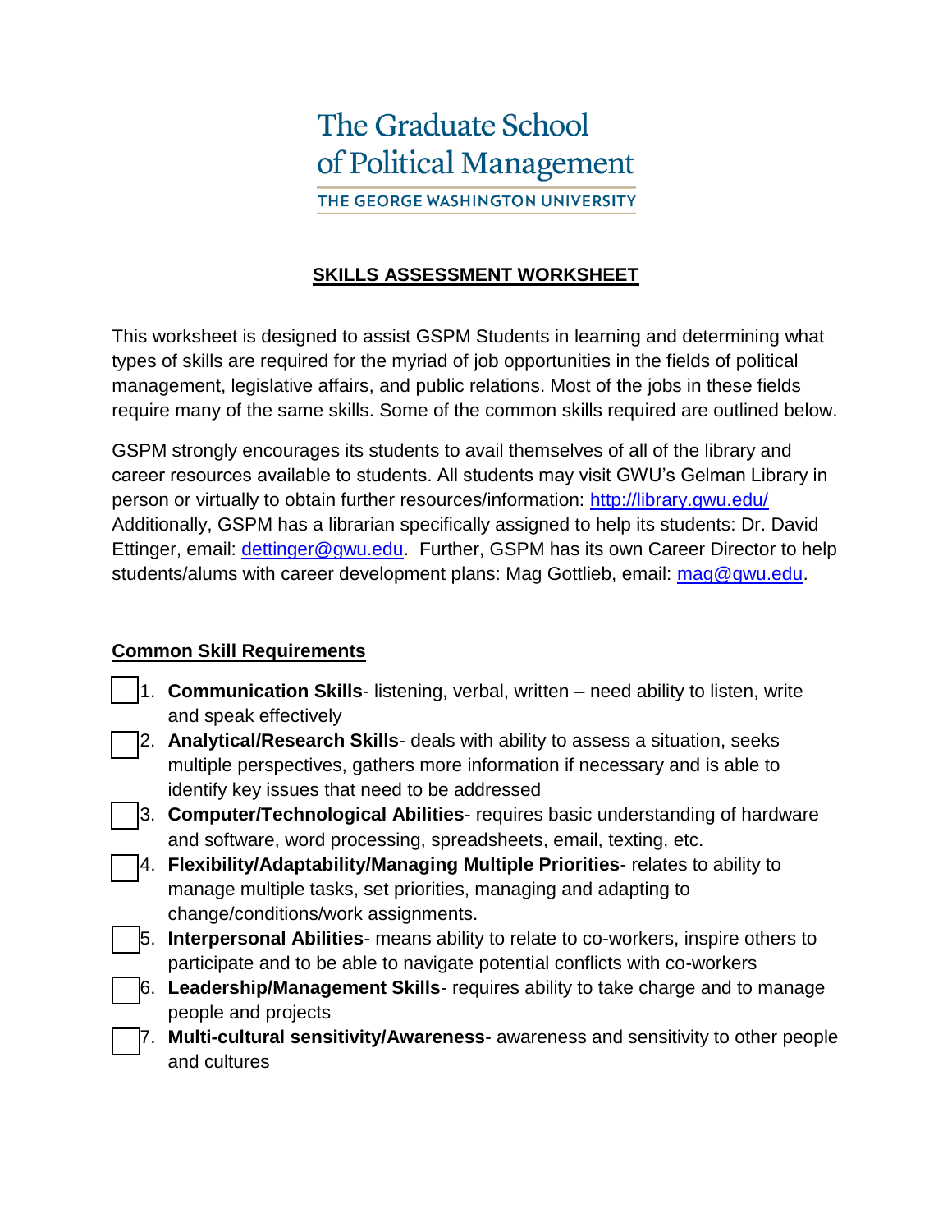The Graduate School of Political Management

THE GEORGE WASHINGTON UNIVERSITY

# SKILLS ASSESSMENT WORKSHEET

This worksheet is designed to assist GSPM Students in learning and determining what types of skills are required for the myriad of job opportunities in the fields of political management, legislative affairs, and public relations. Most of the jobs in these fields require many of the same skills. Some of the common skills required are outlined below.

GSPM strongly encourages its students to avail themselves of all of the library and career resources available to students. All students may visit GWU's Gelman Library in person or virtually to obtain further resources/information: http://library.gwu.edu/ Additionally, GSPM has a librarian specifically assigned to help its students: Dr. David Ettinger, email: dettinger@gwu.edu. Further, GSPM has its own Career Director to help students/alums with career development plans: Mag Gottlieb, email: mag@gwu.edu.

## Common Skill Requirements

- [ ] 1. **Communication Skills**- listening, verbal, written – need ability to listen, write and speak effectively
- [ ] 2. **Analytical/Research Skills**- deals with ability to assess a situation, seeks multiple perspectives, gathers more information if necessary and is able to identify key issues that need to be addressed
- [ ] 3. **Computer/Technological Abilities**- requires basic understanding of hardware and software, word processing, spreadsheets, email, texting, etc.
- [ ] 4. **Flexibility/Adaptability/Managing Multiple Priorities**- relates to ability to manage multiple tasks, set priorities, managing and adapting to change/conditions/work assignments.
- [ ] 5. **Interpersonal Abilities**- means ability to relate to co-workers, inspire others to participate and to be able to navigate potential conflicts with co-workers
- [ ] 6. **Leadership/Management Skills**- requires ability to take charge and to manage people and projects
- [ ] 7. **Multi-cultural sensitivity/Awareness**- awareness and sensitivity to other people and cultures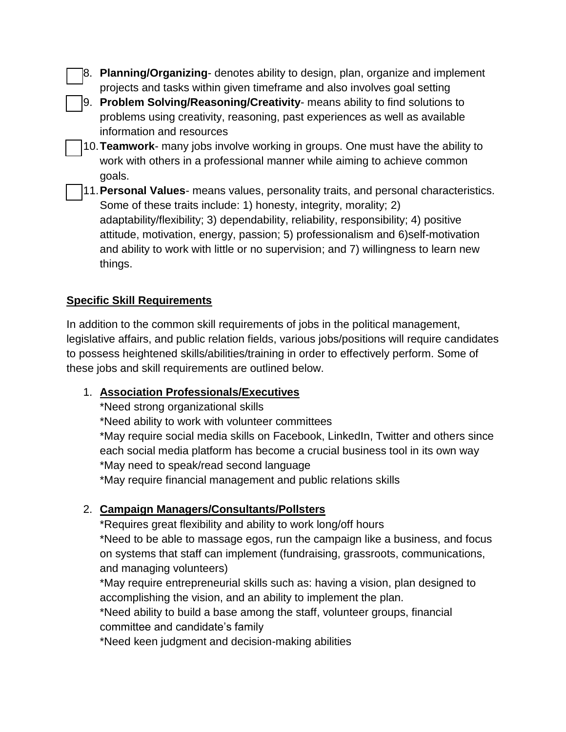- [ ] 8. **Planning/Organizing**- denotes ability to design, plan, organize and implement projects and tasks within given timeframe and also involves goal setting
- [ ] 9. **Problem Solving/Reasoning/Creativity**- means ability to find solutions to problems using creativity, reasoning, past experiences as well as available information and resources
- [ ] 10. **Teamwork**- many jobs involve working in groups. One must have the ability to work with others in a professional manner while aiming to achieve common goals.
- [ ] 11. **Personal Values**- means values, personality traits, and personal characteristics. Some of these traits include: 1) honesty, integrity, morality; 2) adaptability/flexibility; 3) dependability, reliability, responsibility; 4) positive attitude, motivation, energy, passion; 5) professionalism and 6)self-motivation and ability to work with little or no supervision; and 7) willingness to learn new things.

**Specific Skill Requirements**

In addition to the common skill requirements of jobs in the political management, legislative affairs, and public relation fields, various jobs/positions will require candidates to possess heightened skills/abilities/training in order to effectively perform. Some of these jobs and skill requirements are outlined below.

1. **Association Professionals/Executives**
   *Need strong organizational skills
   *Need ability to work with volunteer committees
   *May require social media skills on Facebook, LinkedIn, Twitter and others since each social media platform has become a crucial business tool in its own way
   *May need to speak/read second language
   *May require financial management and public relations skills

2. **Campaign Managers/Consultants/Pollsters**
   *Requires great flexibility and ability to work long/off hours
   *Need to be able to massage egos, run the campaign like a business, and focus on systems that staff can implement (fundraising, grassroots, communications, and managing volunteers)
   *May require entrepreneurial skills such as: having a vision, plan designed to accomplishing the vision, and an ability to implement the plan.
   *Need ability to build a base among the staff, volunteer groups, financial committee and candidate's family
   *Need keen judgment and decision-making abilities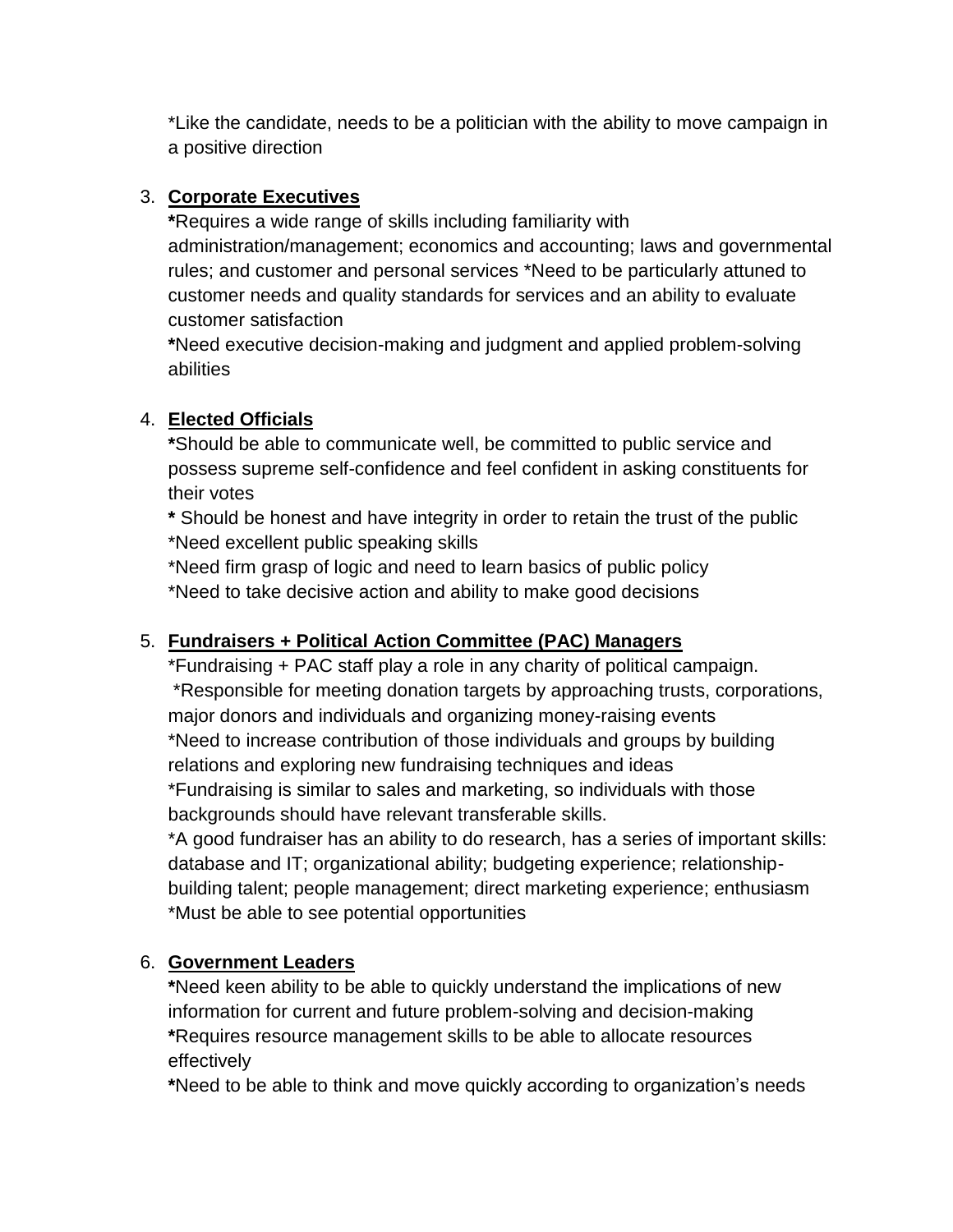*Like the candidate, needs to be a politician with the ability to move campaign in a positive direction

3. **<u>Corporate Executives</u>**
   *Requires a wide range of skills including familiarity with administration/management; economics and accounting; laws and governmental rules; and customer and personal services *Need to be particularly attuned to customer needs and quality standards for services and an ability to evaluate customer satisfaction
   *Need executive decision-making and judgment and applied problem-solving abilities

4. **<u>Elected Officials</u>**
   *Should be able to communicate well, be committed to public service and possess supreme self-confidence and feel confident in asking constituents for their votes
   * Should be honest and have integrity in order to retain the trust of the public
   *Need excellent public speaking skills
   *Need firm grasp of logic and need to learn basics of public policy
   *Need to take decisive action and ability to make good decisions

5. **<u>Fundraisers + Political Action Committee (PAC) Managers</u>**
   *Fundraising + PAC staff play a role in any charity of political campaign.
   *Responsible for meeting donation targets by approaching trusts, corporations, major donors and individuals and organizing money-raising events
   *Need to increase contribution of those individuals and groups by building relations and exploring new fundraising techniques and ideas
   *Fundraising is similar to sales and marketing, so individuals with those backgrounds should have relevant transferable skills.
   *A good fundraiser has an ability to do research, has a series of important skills: database and IT; organizational ability; budgeting experience; relationship-building talent; people management; direct marketing experience; enthusiasm
   *Must be able to see potential opportunities

6. **<u>Government Leaders</u>**
   *Need keen ability to be able to quickly understand the implications of new information for current and future problem-solving and decision-making
   *Requires resource management skills to be able to allocate resources effectively
   *Need to be able to think and move quickly according to organization's needs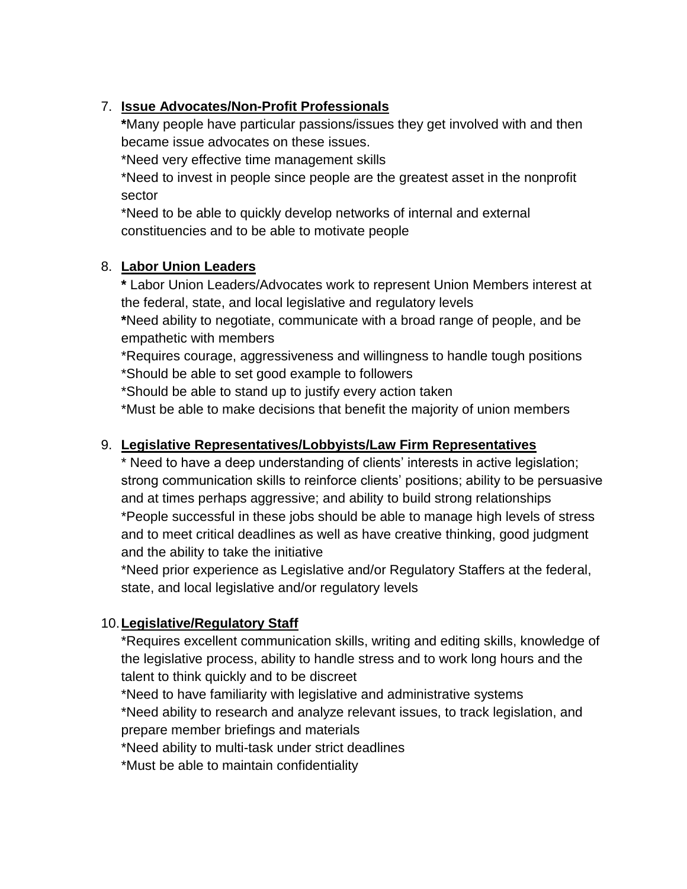7. **Issue Advocates/Non-Profit Professionals**
   *Many people have particular passions/issues they get involved with and then became issue advocates on these issues.
   *Need very effective time management skills
   *Need to invest in people since people are the greatest asset in the nonprofit sector
   *Need to be able to quickly develop networks of internal and external constituencies and to be able to motivate people

8. **Labor Union Leaders**
   * Labor Union Leaders/Advocates work to represent Union Members interest at the federal, state, and local legislative and regulatory levels
   *Need ability to negotiate, communicate with a broad range of people, and be empathetic with members
   *Requires courage, aggressiveness and willingness to handle tough positions
   *Should be able to set good example to followers
   *Should be able to stand up to justify every action taken
   *Must be able to make decisions that benefit the majority of union members

9. **Legislative Representatives/Lobbyists/Law Firm Representatives**
   * Need to have a deep understanding of clients' interests in active legislation; strong communication skills to reinforce clients' positions; ability to be persuasive and at times perhaps aggressive; and ability to build strong relationships
   *People successful in these jobs should be able to manage high levels of stress and to meet critical deadlines as well as have creative thinking, good judgment and the ability to take the initiative
   *Need prior experience as Legislative and/or Regulatory Staffers at the federal, state, and local legislative and/or regulatory levels

10. **Legislative/Regulatory Staff**
    *Requires excellent communication skills, writing and editing skills, knowledge of the legislative process, ability to handle stress and to work long hours and the talent to think quickly and to be discreet
    *Need to have familiarity with legislative and administrative systems
    *Need ability to research and analyze relevant issues, to track legislation, and prepare member briefings and materials
    *Need ability to multi-task under strict deadlines
    *Must be able to maintain confidentiality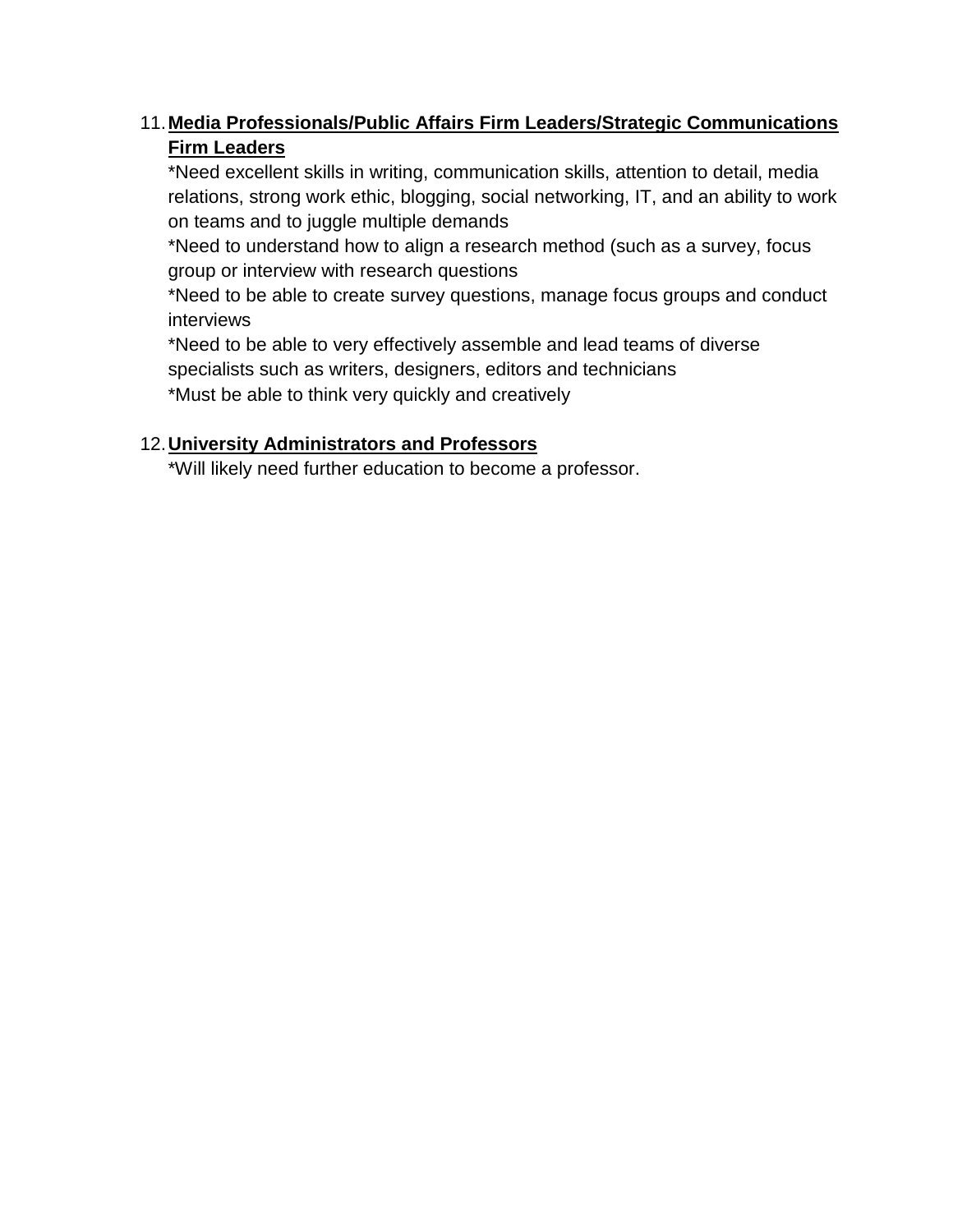11. **<u>Media Professionals/Public Affairs Firm Leaders/Strategic Communications Firm Leaders</u>**
    *Need excellent skills in writing, communication skills, attention to detail, media relations, strong work ethic, blogging, social networking, IT, and an ability to work on teams and to juggle multiple demands
    *Need to understand how to align a research method (such as a survey, focus group or interview with research questions
    *Need to be able to create survey questions, manage focus groups and conduct interviews
    *Need to be able to very effectively assemble and lead teams of diverse specialists such as writers, designers, editors and technicians
    *Must be able to think very quickly and creatively

12. **<u>University Administrators and Professors</u>**
    *Will likely need further education to become a professor.